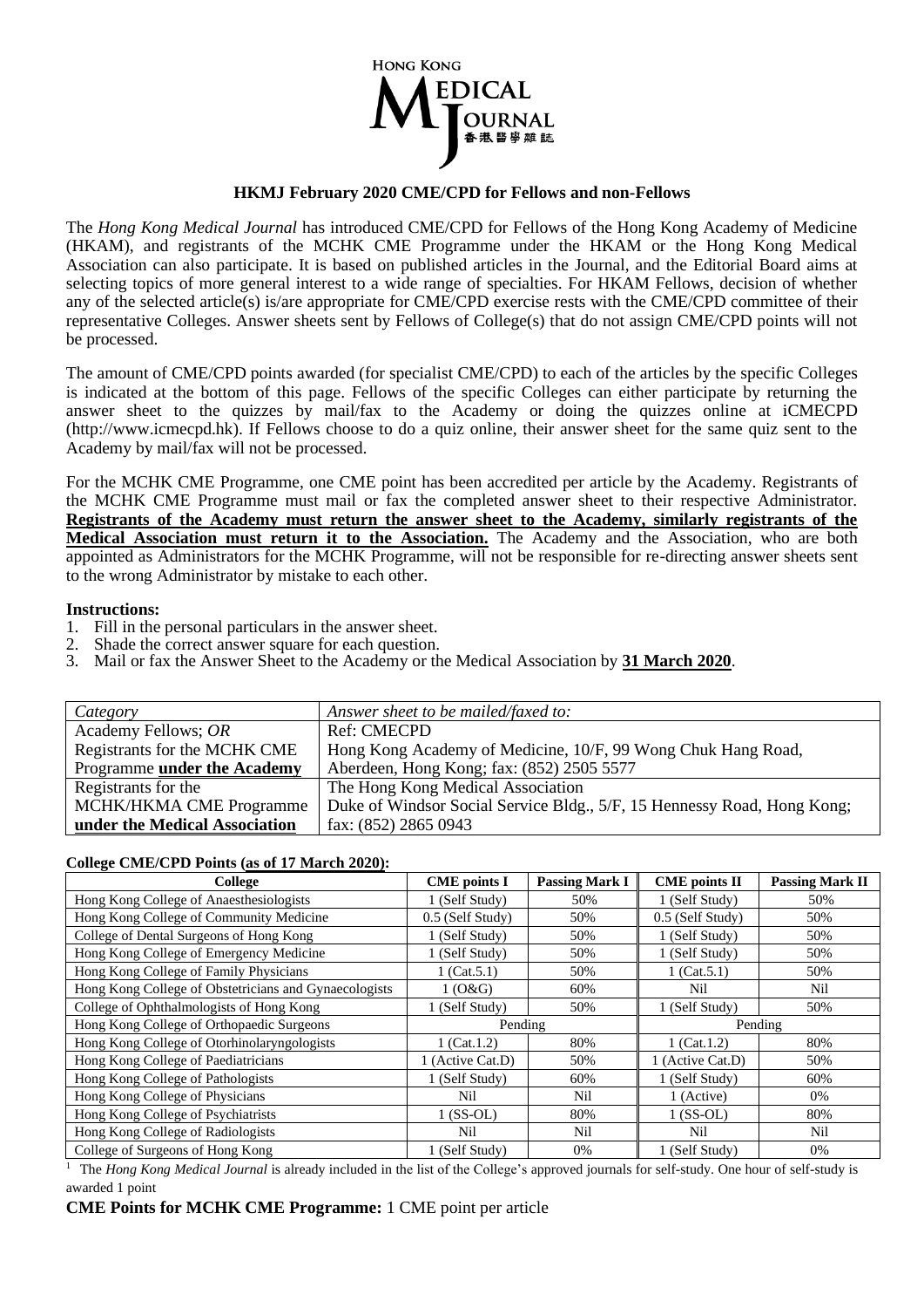# HKMJ February 2020 CME/CPD for Fellows and non-Fellows

The *Hong Kong Medical Journal* has introduced CME/CPD for Fellows of the Hong Kong Academy of Medicine (HKAM), and registrants of the MCHK CME Programme under the HKAM or the Hong Kong Medical Association can also participate. It is based on published articles in the Journal, and the Editorial Board aims at selecting topics of more general interest to a wide range of specialties. For HKAM Fellows, decision of whether any of the selected article(s) is/are appropriate for CME/CPD exercise rests with the CME/CPD committee of their representative Colleges. Answer sheets sent by Fellows of College(s) that do not assign CME/CPD points will not be processed.

The amount of CME/CPD points awarded (for specialist CME/CPD) to each of the articles by the specific Colleges is indicated at the bottom of this page. Fellows of the specific Colleges can either participate by returning the answer sheet to the quizzes by mail/fax to the Academy or doing the quizzes online at iCMECPD (http://www.icmecpd.hk). If Fellows choose to do a quiz online, their answer sheet for the same quiz sent to the Academy by mail/fax will not be processed.

For the MCHK CME Programme, one CME point has been accredited per article by the Academy. Registrants of the MCHK CME Programme must mail or fax the completed answer sheet to their respective Administrator. **Registrants of the Academy must return the answer sheet to the Academy, similarly registrants of the Medical Association must return it to the Association.** The Academy and the Association, who are both appointed as Administrators for the MCHK Programme, will not be responsible for re-directing answer sheets sent to the wrong Administrator by mistake to each other.

**Instructions:**

1. Fill in the personal particulars in the answer sheet.
2. Shade the correct answer square for each question.
3. Mail or fax the Answer Sheet to the Academy or the Medical Association by **31 March 2020**.

| *Category* | *Answer sheet to be mailed/faxed to:* |
|---|---|
| Academy Fellows; *OR* Registrants for the MCHK CME Programme **under the Academy** | Ref: CMECPD<br>Hong Kong Academy of Medicine, 10/F, 99 Wong Chuk Hang Road, Aberdeen, Hong Kong; fax: (852) 2505 5577 |
| Registrants for the MCHK/HKMA CME Programme **under the Medical Association** | The Hong Kong Medical Association<br>Duke of Windsor Social Service Bldg., 5/F, 15 Hennessy Road, Hong Kong; fax: (852) 2865 0943 |

**College CME/CPD Points (as of 17 March 2020):**

| College | CME points I | Passing Mark I | CME points II | Passing Mark II |
|---|---|---|---|---|
| Hong Kong College of Anaesthesiologists | 1 (Self Study) | 50% | 1 (Self Study) | 50% |
| Hong Kong College of Community Medicine | 0.5 (Self Study) | 50% | 0.5 (Self Study) | 50% |
| College of Dental Surgeons of Hong Kong | 1 (Self Study) | 50% | 1 (Self Study) | 50% |
| Hong Kong College of Emergency Medicine | 1 (Self Study) | 50% | 1 (Self Study) | 50% |
| Hong Kong College of Family Physicians | 1 (Cat.5.1) | 50% | 1 (Cat.5.1) | 50% |
| Hong Kong College of Obstetricians and Gynaecologists | 1 (O&G) | 60% | Nil | Nil |
| College of Ophthalmologists of Hong Kong | 1 (Self Study) | 50% | 1 (Self Study) | 50% |
| Hong Kong College of Orthopaedic Surgeons | Pending | | Pending | |
| Hong Kong College of Otorhinolaryngologists | 1 (Cat.1.2) | 80% | 1 (Cat.1.2) | 80% |
| Hong Kong College of Paediatricians | 1 (Active Cat.D) | 50% | 1 (Active Cat.D) | 50% |
| Hong Kong College of Pathologists | 1 (Self Study) | 60% | 1 (Self Study) | 60% |
| Hong Kong College of Physicians | Nil | Nil | 1 (Active) | 0% |
| Hong Kong College of Psychiatrists | 1 (SS-OL) | 80% | 1 (SS-OL) | 80% |
| Hong Kong College of Radiologists | Nil | Nil | Nil | Nil |
| College of Surgeons of Hong Kong | 1 (Self Study) | 0% | 1 (Self Study) | 0% |

[1] The *Hong Kong Medical Journal* is already included in the list of the College's approved journals for self-study. One hour of self-study is awarded 1 point

**CME Points for MCHK CME Programme:** 1 CME point per article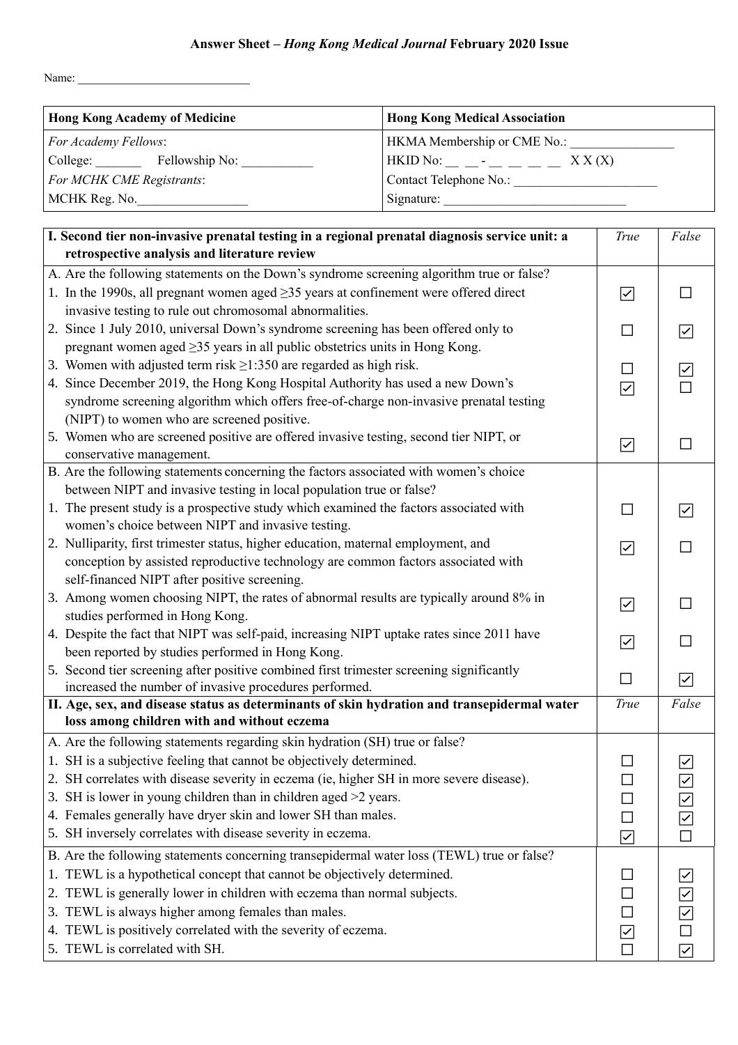# Answer Sheet – *Hong Kong Medical Journal* February 2020 Issue

Name: ____________________________

| Hong Kong Academy of Medicine | Hong Kong Medical Association |
|---|---|
| *For Academy Fellows*: | HKMA Membership or CME No.: ________________ |
| College: _______ Fellowship No: ___________ | HKID No: __ __ - __ __ __ __ X X (X) |
| *For MCHK CME Registrants*: | Contact Telephone No.: ______________________ |
| MCHK Reg. No._________________ | Signature: ____________________________ |

| **I. Second tier non-invasive prenatal testing in a regional prenatal diagnosis service unit: a retrospective analysis and literature review** | *True* | *False* |
|---|---|---|
| A. Are the following statements on the Down's syndrome screening algorithm true or false? | | |
| 1. In the 1990s, all pregnant women aged ≥35 years at confinement were offered direct invasive testing to rule out chromosomal abnormalities. | ☑ | ☐ |
| 2. Since 1 July 2010, universal Down's syndrome screening has been offered only to pregnant women aged ≥35 years in all public obstetrics units in Hong Kong. | ☐ | ☑ |
| 3. Women with adjusted term risk ≥1:350 are regarded as high risk. | ☐ | ☑ |
| 4. Since December 2019, the Hong Kong Hospital Authority has used a new Down's syndrome screening algorithm which offers free-of-charge non-invasive prenatal testing (NIPT) to women who are screened positive. | ☑ | ☐ |
| 5. Women who are screened positive are offered invasive testing, second tier NIPT, or conservative management. | ☑ | ☐ |
| B. Are the following statements concerning the factors associated with women's choice between NIPT and invasive testing in local population true or false? | | |
| 1. The present study is a prospective study which examined the factors associated with women's choice between NIPT and invasive testing. | ☐ | ☑ |
| 2. Nulliparity, first trimester status, higher education, maternal employment, and conception by assisted reproductive technology are common factors associated with self-financed NIPT after positive screening. | ☑ | ☐ |
| 3. Among women choosing NIPT, the rates of abnormal results are typically around 8% in studies performed in Hong Kong. | ☑ | ☐ |
| 4. Despite the fact that NIPT was self-paid, increasing NIPT uptake rates since 2011 have been reported by studies performed in Hong Kong. | ☑ | ☐ |
| 5. Second tier screening after positive combined first trimester screening significantly increased the number of invasive procedures performed. | ☐ | ☑ |

| **II. Age, sex, and disease status as determinants of skin hydration and transepidermal water loss among children with and without eczema** | *True* | *False* |
|---|---|---|
| A. Are the following statements regarding skin hydration (SH) true or false? | | |
| 1. SH is a subjective feeling that cannot be objectively determined. | ☐ | ☑ |
| 2. SH correlates with disease severity in eczema (ie, higher SH in more severe disease). | ☐ | ☑ |
| 3. SH is lower in young children than in children aged >2 years. | ☐ | ☑ |
| 4. Females generally have dryer skin and lower SH than males. | ☐ | ☑ |
| 5. SH inversely correlates with disease severity in eczema. | ☑ | ☐ |
| B. Are the following statements concerning transepidermal water loss (TEWL) true or false? | | |
| 1. TEWL is a hypothetical concept that cannot be objectively determined. | ☐ | ☑ |
| 2. TEWL is generally lower in children with eczema than normal subjects. | ☐ | ☑ |
| 3. TEWL is always higher among females than males. | ☐ | ☑ |
| 4. TEWL is positively correlated with the severity of eczema. | ☑ | ☐ |
| 5. TEWL is correlated with SH. | ☐ | ☑ |